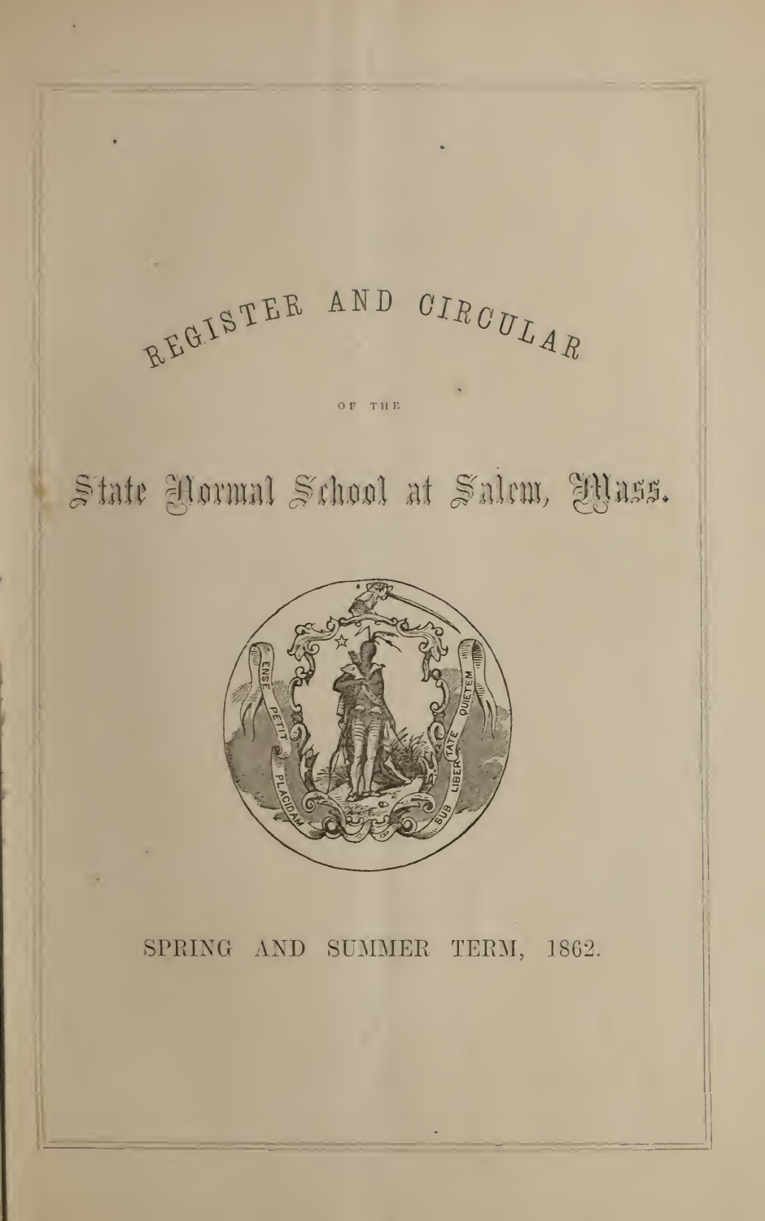# REGISTER AND CIRCULAR

OF THE

# State Normal School at Salem, Mass.

SPRING AND SUMMER TERM, 1862.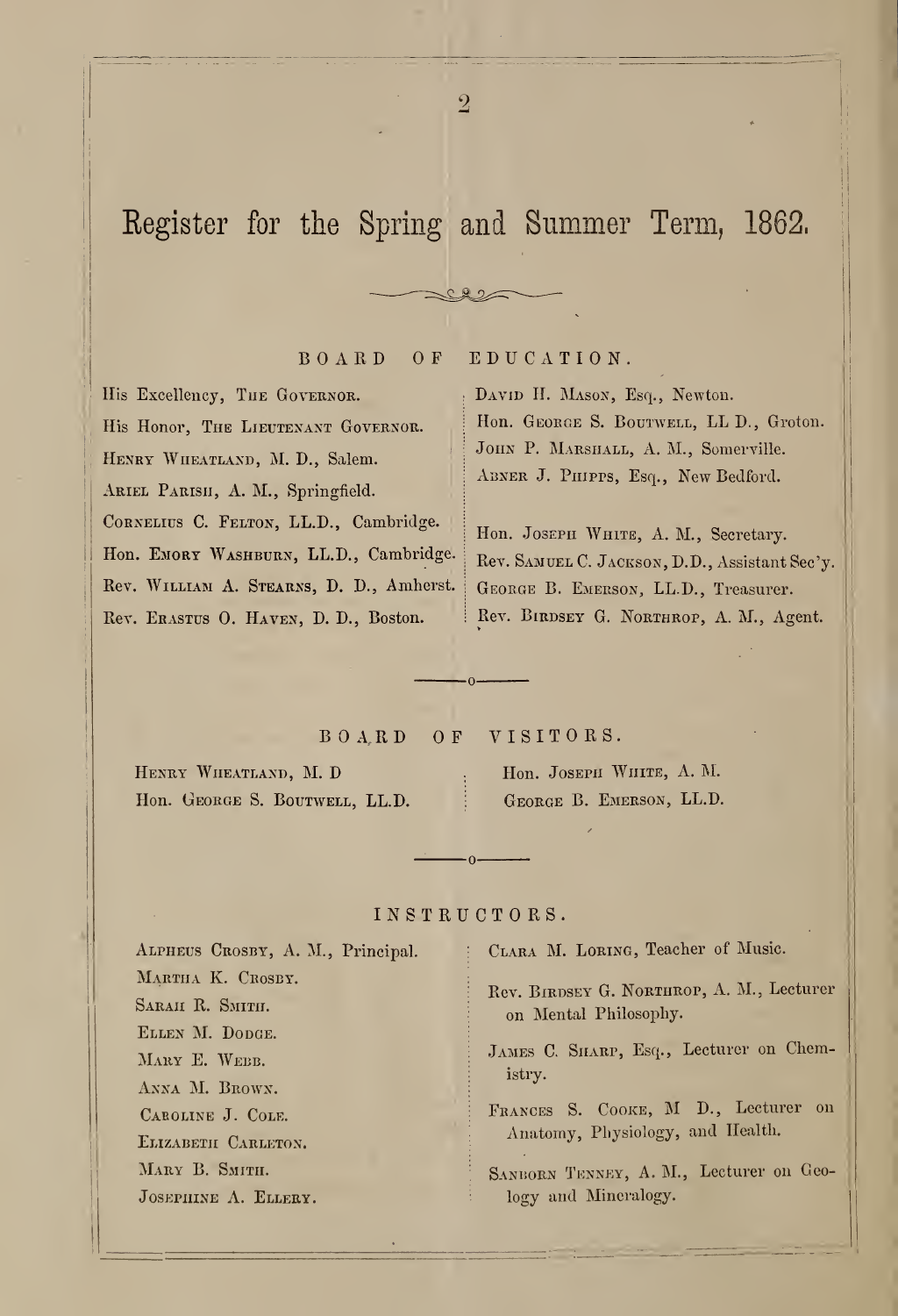# Register for the Spring and Summer Term, 1862.

## BOARD OF EDUCATION.

His Excellency, The Governor.
His Honor, The Lieutenant Governor.
Henry Wheatland, M. D., Salem.
Ariel Parish, A. M., Springfield.
Cornelius C. Felton, LL.D., Cambridge.
Hon. Emory Washburn, LL.D., Cambridge.
Rev. William A. Stearns, D. D., Amherst.
Rev. Erastus O. Haven, D. D., Boston.
David H. Mason, Esq., Newton.
Hon. George S. Boutwell, LL D., Groton.
John P. Marshall, A. M., Somerville.
Abner J. Phipps, Esq., New Bedford.

Hon. Joseph White, A. M., Secretary.
Rev. Samuel C. Jackson, D.D., Assistant Sec'y.
George B. Emerson, LL.D., Treasurer.
Rev. Birdsey G. Northrop, A. M., Agent.

## BOARD OF VISITORS.

Henry Wheatland, M. D
Hon. George S. Boutwell, LL.D.
Hon. Joseph White, A. M.
George B. Emerson, LL.D.

## INSTRUCTORS.

Alpheus Crosby, A. M., Principal.
Martha K. Crosby.
Sarah R. Smith.
Ellen M. Dodge.
Mary E. Webb.
Anna M. Brown.
Caroline J. Cole.
Elizabeth Carleton.
Mary B. Smith.
Josephine A. Ellery.
Clara M. Loring, Teacher of Music.
Rev. Birdsey G. Northrop, A. M., Lecturer on Mental Philosophy.
James C. Sharp, Esq., Lecturer on Chemistry.
Frances S. Cooke, M D., Lecturer on Anatomy, Physiology, and Health.
Sanborn Tenney, A. M., Lecturer on Geology and Mineralogy.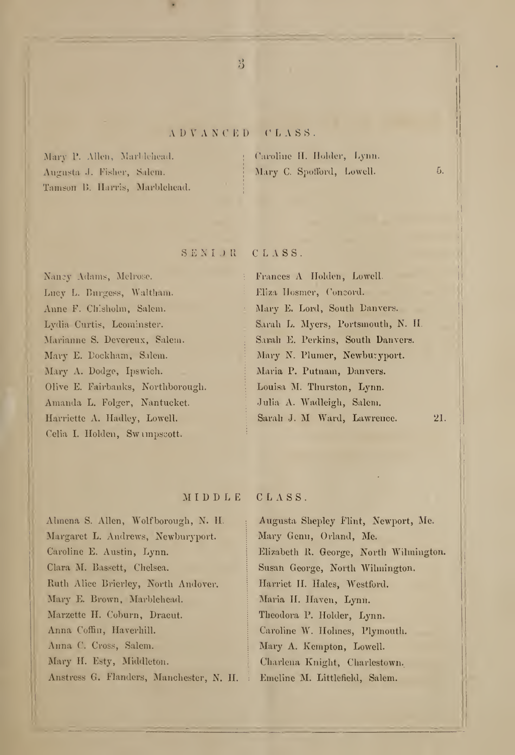## ADVANCED CLASS.

Mary P. Allen, Marblehead.
Augusta J. Fisher, Salem.
Tamson B. Harris, Marblehead.
Caroline H. Holder, Lynn.
Mary C. Spofford, Lowell. 5.

## SENIOR CLASS.

Nancy Adams, Melrose.
Lucy L. Burgess, Waltham.
Anne F. Chisholm, Salem.
Lydia Curtis, Leominster.
Marianne S. Devereux, Salem.
Mary E. Dockham, Salem.
Mary A. Dodge, Ipswich.
Olive E. Fairbanks, Northborough.
Amanda L. Folger, Nantucket.
Harriette A. Hadley, Lowell.
Celia I. Holden, Swampscott.
Frances A Holden, Lowell.
Eliza Hosmer, Concord.
Mary E. Lord, South Danvers.
Sarah L. Myers, Portsmouth, N. H.
Sarah E. Perkins, South Danvers.
Mary N. Plumer, Newburyport.
Maria P. Putnam, Danvers.
Louisa M. Thurston, Lynn.
Julia A. Wadleigh, Salem.
Sarah J. M Ward, Lawrence. 21.

## MIDDLE CLASS.

Almena S. Allen, Wolfborough, N. H.
Margaret L. Andrews, Newburyport.
Caroline E. Austin, Lynn.
Clara M. Bassett, Chelsea.
Ruth Alice Brierley, North Andover.
Mary E. Brown, Marblehead.
Marzette H. Coburn, Dracut.
Anna Coffin, Haverhill.
Anna C. Cross, Salem.
Mary H. Esty, Middleton.
Anstress G. Flanders, Manchester, N. H.
Augusta Shepley Flint, Newport, Me.
Mary Genn, Orland, Me.
Elizabeth R. George, North Wilmington.
Susan George, North Wilmington.
Harriet H. Hales, Westford.
Maria H. Haven, Lynn.
Theodora P. Holder, Lynn.
Caroline W. Holmes, Plymouth.
Mary A. Kempton, Lowell.
Charlena Knight, Charlestown.
Emeline M. Littlefield, Salem.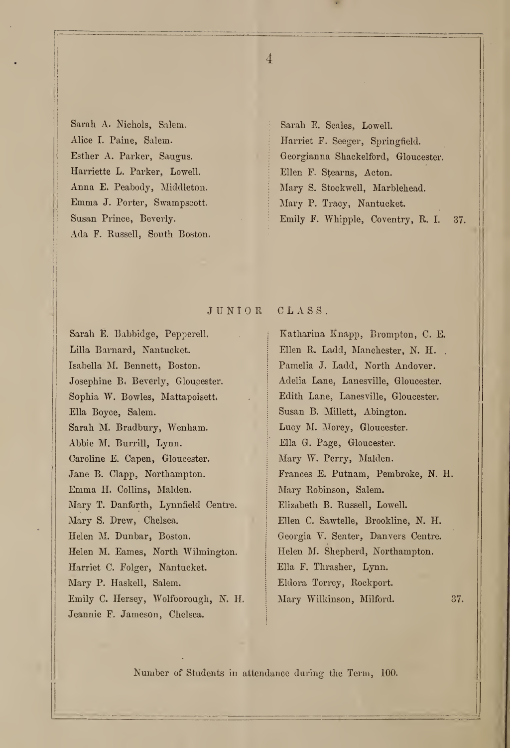Sarah A. Nichols, Salem.
Alice I. Paine, Salem.
Esther A. Parker, Saugus.
Harriette L. Parker, Lowell.
Anna E. Peabody, Middleton.
Emma J. Porter, Swampscott.
Susan Prince, Beverly.
Ada F. Russell, South Boston.
Sarah E. Scales, Lowell.
Harriet F. Seeger, Springfield.
Georgianna Shackelford, Gloucester.
Ellen F. Stearns, Acton.
Mary S. Stockwell, Marblehead.
Mary P. Tracy, Nantucket.
Emily F. Whipple, Coventry, R. I. 37.

## JUNIOR CLASS.

Sarah E. Babbidge, Pepperell.
Lilla Barnard, Nantucket.
Isabella M. Bennett, Boston.
Josephine B. Beverly, Gloucester.
Sophia W. Bowles, Mattapoisett.
Ella Boyce, Salem.
Sarah M. Bradbury, Wenham.
Abbie M. Burrill, Lynn.
Caroline E. Capen, Gloucester.
Jane B. Clapp, Northampton.
Emma H. Collins, Malden.
Mary T. Danforth, Lynnfield Centre.
Mary S. Drew, Chelsea.
Helen M. Dunbar, Boston.
Helen M. Eames, North Wilmington.
Harriet C. Folger, Nantucket.
Mary P. Haskell, Salem.
Emily C. Hersey, Wolfoorough, N. H.
Jeannie F. Jameson, Chelsea.
Katharina Knapp, Brompton, C. E.
Ellen R. Ladd, Manchester, N. H.
Pamelia J. Ladd, North Andover.
Adelia Lane, Lanesville, Gloucester.
Edith Lane, Lanesville, Gloucester.
Susan B. Millett, Abington.
Lucy M. Morey, Gloucester.
Ella G. Page, Gloucester.
Mary W. Perry, Malden.
Frances E. Putnam, Pembroke, N. H.
Mary Robinson, Salem.
Elizabeth B. Russell, Lowell.
Ellen C. Sawtelle, Brookline, N. H.
Georgia V. Senter, Danvers Centre.
Helen M. Shepherd, Northampton.
Ella F. Thrasher, Lynn.
Eldora Torrey, Rockport.
Mary Wilkinson, Milford. 37.

Number of Students in attendance during the Term, 100.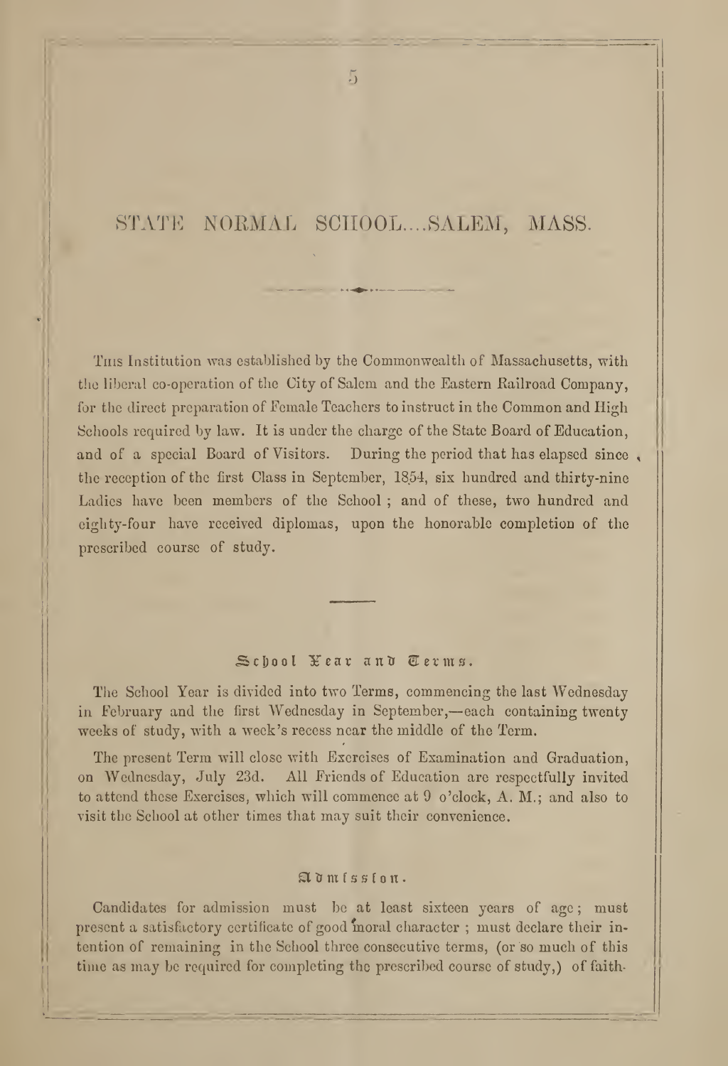# STATE NORMAL SCHOOL....SALEM, MASS.

This Institution was established by the Commonwealth of Massachusetts, with the liberal co-operation of the City of Salem and the Eastern Railroad Company, for the direct preparation of Female Teachers to instruct in the Common and High Schools required by law. It is under the charge of the State Board of Education, and of a special Board of Visitors. During the period that has elapsed since the reception of the first Class in September, 1854, six hundred and thirty-nine Ladies have been members of the School ; and of these, two hundred and eighty-four have received diplomas, upon the honorable completion of the prescribed course of study.

## School Year and Terms.

The School Year is divided into two Terms, commencing the last Wednesday in February and the first Wednesday in September,—each containing twenty weeks of study, with a week's recess near the middle of the Term.

The present Term will close with Exercises of Examination and Graduation, on Wednesday, July 23d. All Friends of Education are respectfully invited to attend these Exercises, which will commence at 9 o'clock, A. M.; and also to visit the School at other times that may suit their convenience.

## Admission.

Candidates for admission must be at least sixteen years of age ; must present a satisfactory certificate of good moral character ; must declare their intention of remaining in the School three consecutive terms, (or so much of this time as may be required for completing the prescribed course of study,) of faith-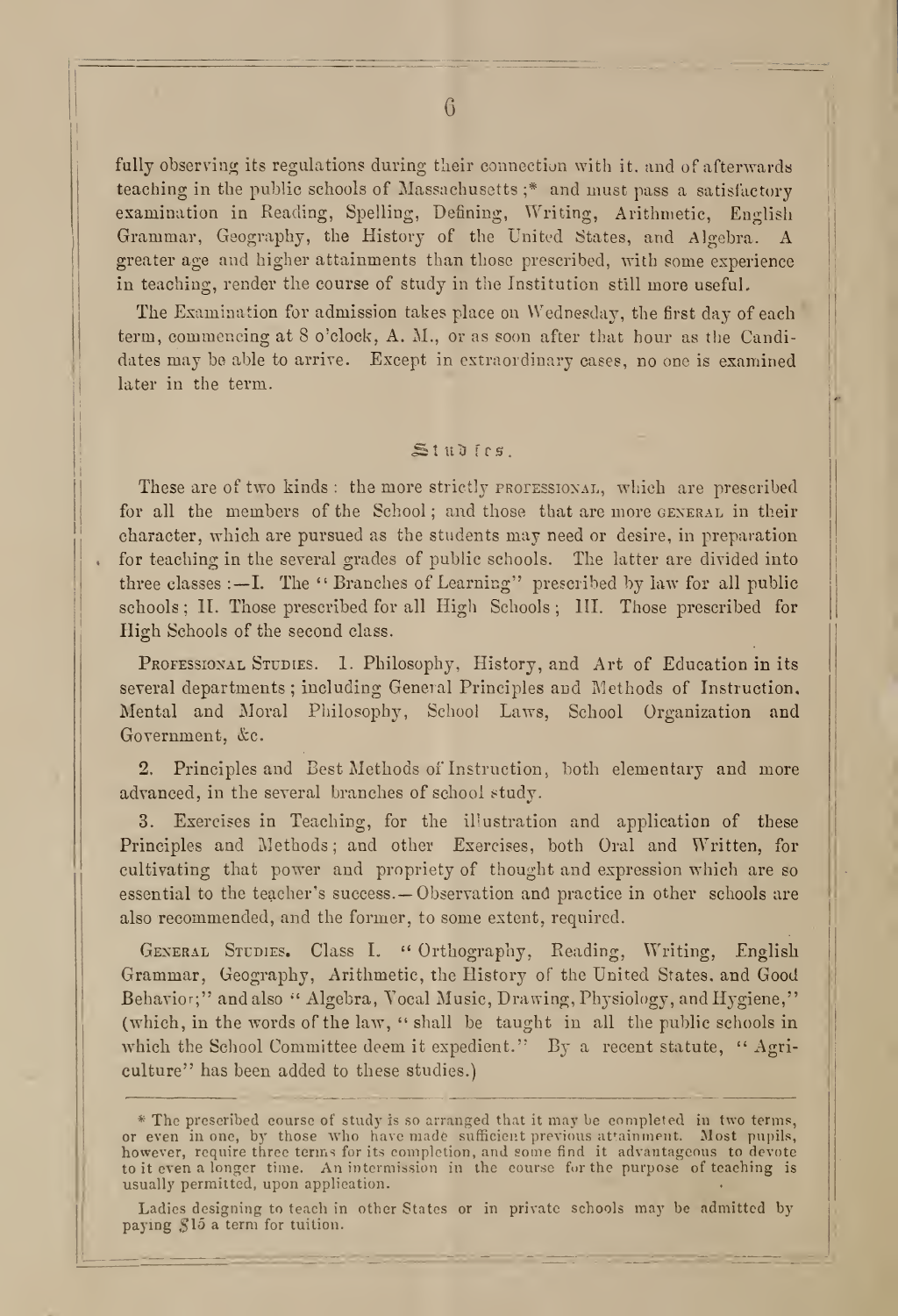fully observing its regulations during their connection with it, and of afterwards teaching in the public schools of Massachusetts;* and must pass a satisfactory examination in Reading, Spelling, Defining, Writing, Arithmetic, English Grammar, Geography, the History of the United States, and Algebra. A greater age and higher attainments than those prescribed, with some experience in teaching, render the course of study in the Institution still more useful.

The Examination for admission takes place on Wednesday, the first day of each term, commencing at 8 o'clock, A. M., or as soon after that hour as the Candidates may be able to arrive. Except in extraordinary cases, no one is examined later in the term.

## Studies.

These are of two kinds: the more strictly PROFESSIONAL, which are prescribed for all the members of the School; and those that are more GENERAL in their character, which are pursued as the students may need or desire, in preparation for teaching in the several grades of public schools. The latter are divided into three classes:—I. The "Branches of Learning" prescribed by law for all public schools; II. Those prescribed for all High Schools; III. Those prescribed for High Schools of the second class.

PROFESSIONAL STUDIES. 1. Philosophy, History, and Art of Education in its several departments; including General Principles and Methods of Instruction, Mental and Moral Philosophy, School Laws, School Organization and Government, &c.

2. Principles and Best Methods of Instruction, both elementary and more advanced, in the several branches of school study.

3. Exercises in Teaching, for the illustration and application of these Principles and Methods; and other Exercises, both Oral and Written, for cultivating that power and propriety of thought and expression which are so essential to the teacher's success.—Observation and practice in other schools are also recommended, and the former, to some extent, required.

GENERAL STUDIES. Class I. "Orthography, Reading, Writing, English Grammar, Geography, Arithmetic, the History of the United States, and Good Behavior;" and also "Algebra, Vocal Music, Drawing, Physiology, and Hygiene," (which, in the words of the law, "shall be taught in all the public schools in which the School Committee deem it expedient." By a recent statute, "Agriculture" has been added to these studies.)

---

* The prescribed course of study is so arranged that it may be completed in two terms, or even in one, by those who have made sufficient previous attainment. Most pupils, however, require three terms for its completion, and some find it advantageous to devote to it even a longer time. An intermission in the course for the purpose of teaching is usually permitted, upon application.

Ladies designing to teach in other States or in private schools may be admitted by paying $15 a term for tuition.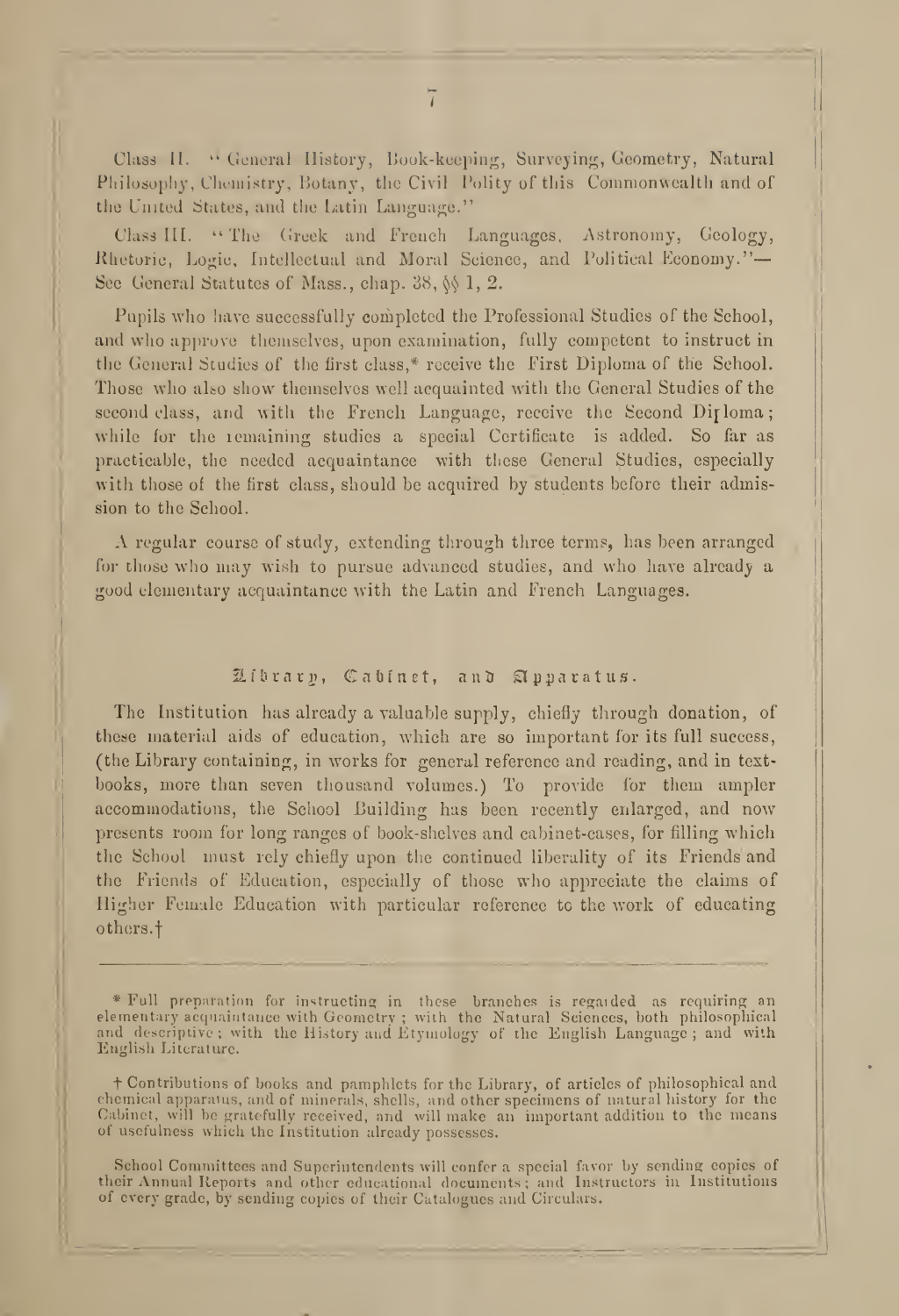Class II. "General History, Book-keeping, Surveying, Geometry, Natural Philosophy, Chemistry, Botany, the Civil Polity of this Commonwealth and of the United States, and the Latin Language."

Class III. "The Greek and French Languages, Astronomy, Geology, Rhetoric, Logic, Intellectual and Moral Science, and Political Economy."—See General Statutes of Mass., chap. 38, §§ 1, 2.

Pupils who have successfully completed the Professional Studies of the School, and who approve themselves, upon examination, fully competent to instruct in the General Studies of the first class,* receive the First Diploma of the School. Those who also show themselves well acquainted with the General Studies of the second class, and with the French Language, receive the Second Diploma; while for the remaining studies a special Certificate is added. So far as practicable, the needed acquaintance with these General Studies, especially with those of the first class, should be acquired by students before their admission to the School.

A regular course of study, extending through three terms, has been arranged for those who may wish to pursue advanced studies, and who have already a good elementary acquaintance with the Latin and French Languages.

## Library, Cabinet, and Apparatus.

The Institution has already a valuable supply, chiefly through donation, of these material aids of education, which are so important for its full success, (the Library containing, in works for general reference and reading, and in text-books, more than seven thousand volumes.) To provide for them ampler accommodations, the School Building has been recently enlarged, and now presents room for long ranges of book-shelves and cabinet-cases, for filling which the School must rely chiefly upon the continued liberality of its Friends and the Friends of Education, especially of those who appreciate the claims of Higher Female Education with particular reference to the work of educating others.†

---

* Full preparation for instructing in these branches is regarded as requiring an elementary acquaintance with Geometry; with the Natural Sciences, both philosophical and descriptive; with the History and Etymology of the English Language; and with English Literature.

† Contributions of books and pamphlets for the Library, of articles of philosophical and chemical apparatus, and of minerals, shells, and other specimens of natural history for the Cabinet, will be gratefully received, and will make an important addition to the means of usefulness which the Institution already possesses.

School Committees and Superintendents will confer a special favor by sending copies of their Annual Reports and other educational documents; and Instructors in Institutions of every grade, by sending copies of their Catalogues and Circulars.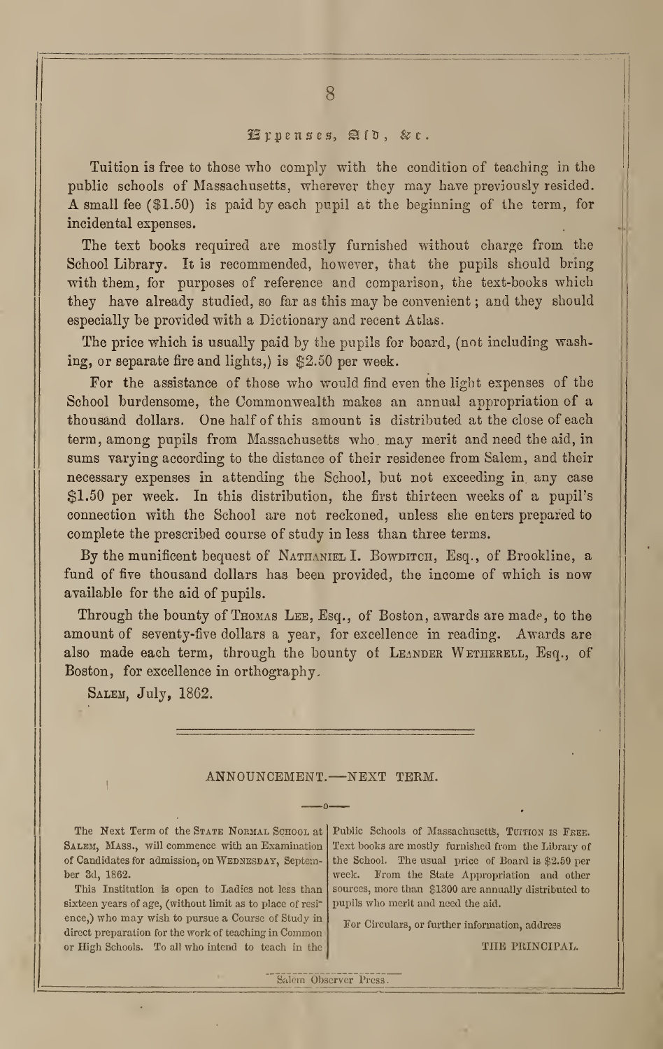## Expenses, Aid, &c.

Tuition is free to those who comply with the condition of teaching in the public schools of Massachusetts, wherever they may have previously resided. A small fee ($1.50) is paid by each pupil at the beginning of the term, for incidental expenses.

The text books required are mostly furnished without charge from the School Library. It is recommended, however, that the pupils should bring with them, for purposes of reference and comparison, the text-books which they have already studied, so far as this may be convenient; and they should especially be provided with a Dictionary and recent Atlas.

The price which is usually paid by the pupils for board, (not including washing, or separate fire and lights,) is $2.50 per week.

For the assistance of those who would find even the light expenses of the School burdensome, the Commonwealth makes an annual appropriation of a thousand dollars. One half of this amount is distributed at the close of each term, among pupils from Massachusetts who may merit and need the aid, in sums varying according to the distance of their residence from Salem, and their necessary expenses in attending the School, but not exceeding in any case $1.50 per week. In this distribution, the first thirteen weeks of a pupil's connection with the School are not reckoned, unless she enters prepared to complete the prescribed course of study in less than three terms.

By the munificent bequest of NATHANIEL I. BOWDITCH, Esq., of Brookline, a fund of five thousand dollars has been provided, the income of which is now available for the aid of pupils.

Through the bounty of THOMAS LEE, Esq., of Boston, awards are made, to the amount of seventy-five dollars a year, for excellence in reading. Awards are also made each term, through the bounty of LEANDER WETHERELL, Esq., of Boston, for excellence in orthography.

SALEM, July, 1862.

---

## ANNOUNCEMENT.—NEXT TERM.

The Next Term of the STATE NORMAL SCHOOL at SALEM, MASS., will commence with an Examination of Candidates for admission, on WEDNESDAY, September 3d, 1862.

This Institution is open to Ladies not less than sixteen years of age, (without limit as to place of residence,) who may wish to pursue a Course of Study in direct preparation for the work of teaching in Common or High Schools. To all who intend to teach in the Public Schools of Massachusetts, TUITION IS FREE. Text books are mostly furnished from the Library of the School. The usual price of Board is $2.50 per week. From the State Appropriation and other sources, more than $1300 are annually distributed to pupils who merit and need the aid.

For Circulars, or further information, address

THE PRINCIPAL.

Salem Observer Press.